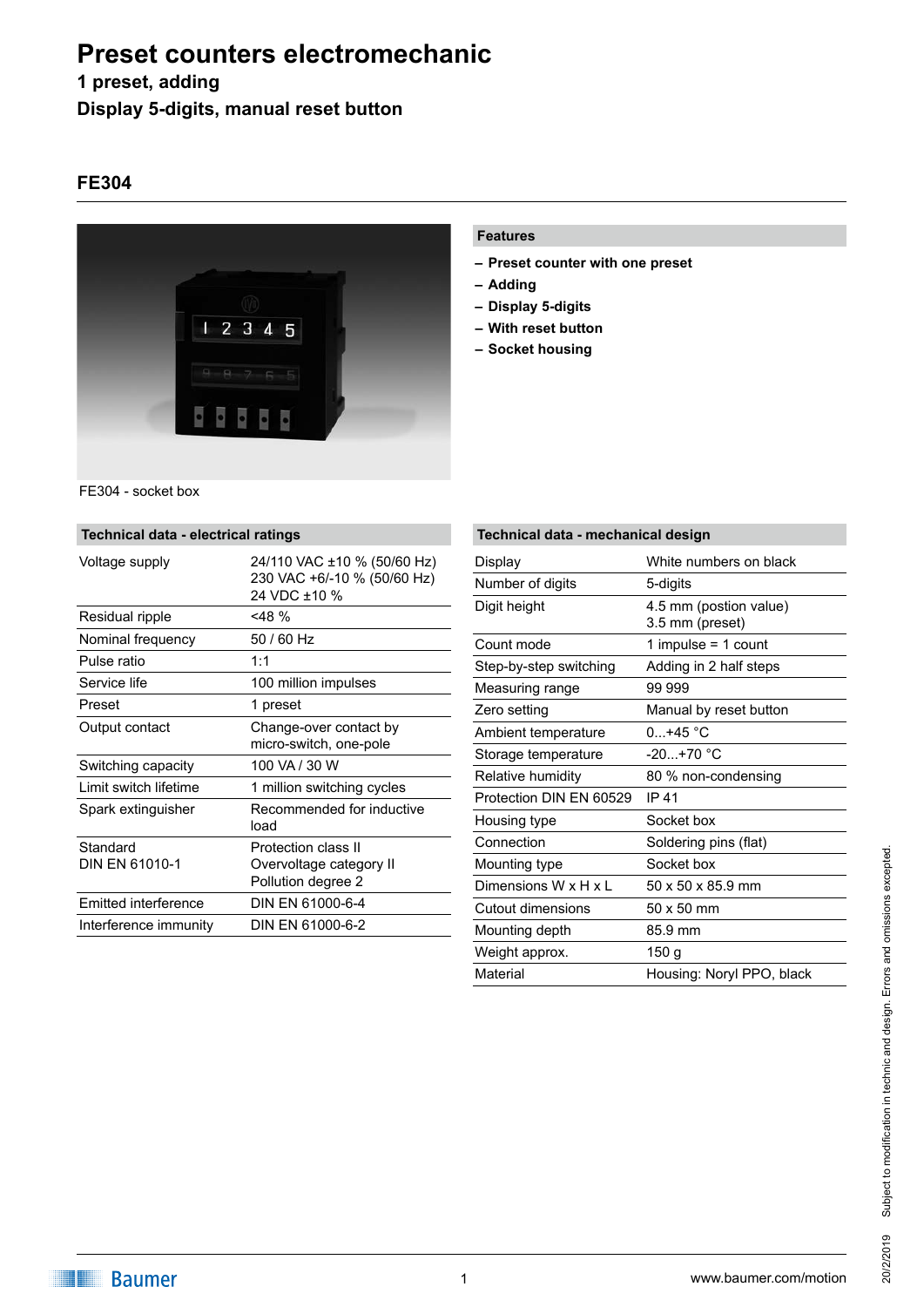# Preset counters electromechanic

## 1 preset, adding

## Display 5-digits, manual reset button

### FE304

FE304 - socket box

**Features**

- **Preset counter with one preset**
- **Adding**
- **Display 5-digits**
- **With reset button**
- **Socket housing**

| Technical data - electrical ratings | |
|---|---|
| Voltage supply | 24/110 VAC ±10 % (50/60 Hz)<br>230 VAC +6/-10 % (50/60 Hz)<br>24 VDC ±10 % |
| Residual ripple | <48 % |
| Nominal frequency | 50 / 60 Hz |
| Pulse ratio | 1:1 |
| Service life | 100 million impulses |
| Preset | 1 preset |
| Output contact | Change-over contact by micro-switch, one-pole |
| Switching capacity | 100 VA / 30 W |
| Limit switch lifetime | 1 million switching cycles |
| Spark extinguisher | Recommended for inductive load |
| Standard<br>DIN EN 61010-1 | Protection class II<br>Overvoltage category II<br>Pollution degree 2 |
| Emitted interference | DIN EN 61000-6-4 |
| Interference immunity | DIN EN 61000-6-2 |

| Technical data - mechanical design | |
|---|---|
| Display | White numbers on black |
| Number of digits | 5-digits |
| Digit height | 4.5 mm (postion value)<br>3.5 mm (preset) |
| Count mode | 1 impulse = 1 count |
| Step-by-step switching | Adding in 2 half steps |
| Measuring range | 99 999 |
| Zero setting | Manual by reset button |
| Ambient temperature | 0...+45 °C |
| Storage temperature | -20...+70 °C |
| Relative humidity | 80 % non-condensing |
| Protection DIN EN 60529 | IP 41 |
| Housing type | Socket box |
| Connection | Soldering pins (flat) |
| Mounting type | Socket box |
| Dimensions W x H x L | 50 x 50 x 85.9 mm |
| Cutout dimensions | 50 x 50 mm |
| Mounting depth | 85.9 mm |
| Weight approx. | 150 g |
| Material | Housing: Noryl PPO, black |

Subject to modification in technic and design. Errors and omissions excepted.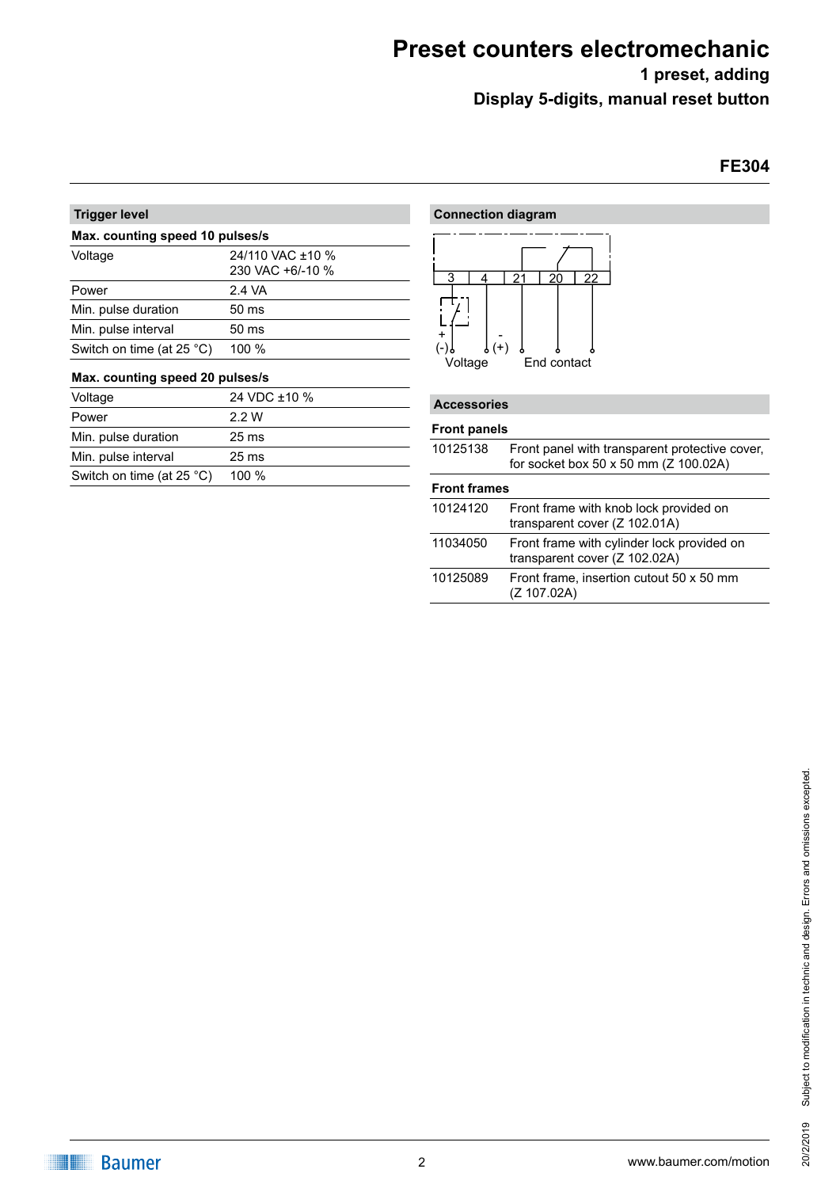# Preset counters electromechanic

**1 preset, adding**

**Display 5-digits, manual reset button**

**FE304**

## Trigger level

**Max. counting speed 10 pulses/s**

| | |
|---|---|
| Voltage | 24/110 VAC ±10 %<br>230 VAC +6/-10 % |
| Power | 2.4 VA |
| Min. pulse duration | 50 ms |
| Min. pulse interval | 50 ms |
| Switch on time (at 25 °C) | 100 % |

**Max. counting speed 20 pulses/s**

| | |
|---|---|
| Voltage | 24 VDC ±10 % |
| Power | 2.2 W |
| Min. pulse duration | 25 ms |
| Min. pulse interval | 25 ms |
| Switch on time (at 25 °C) | 100 % |

## Connection diagram

3 4 21 20 22

+ (-) - (+)

Voltage End contact

## Accessories

**Front panels**

| | |
|---|---|
| 10125138 | Front panel with transparent protective cover, for socket box 50 x 50 mm (Z 100.02A) |

**Front frames**

| | |
|---|---|
| 10124120 | Front frame with knob lock provided on transparent cover (Z 102.01A) |
| 11034050 | Front frame with cylinder lock provided on transparent cover (Z 102.02A) |
| 10125089 | Front frame, insertion cutout 50 x 50 mm (Z 107.02A) |

20/2/2019 Subject to modification in technic and design. Errors and omissions excepted.

Baumer www.baumer.com/motion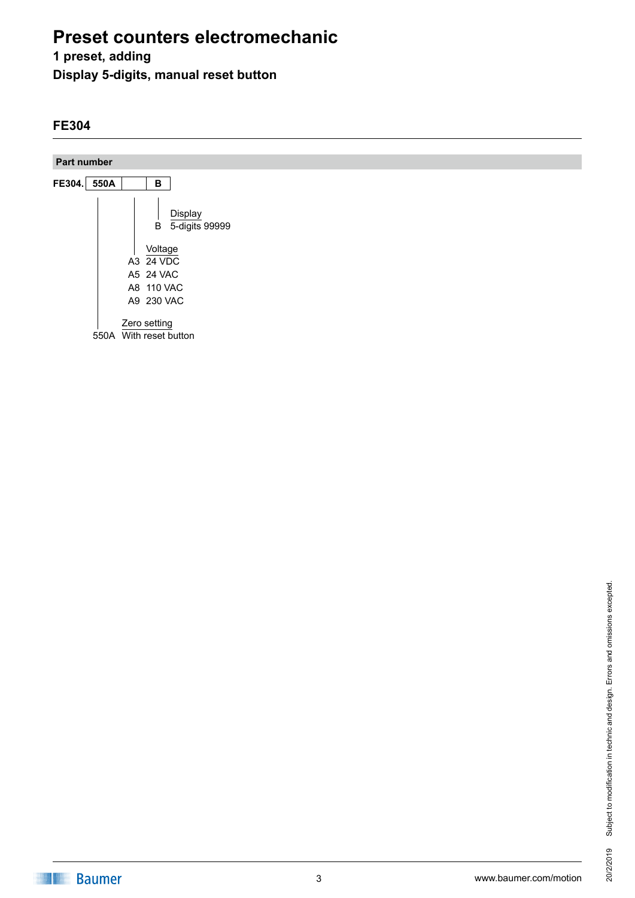# Preset counters electromechanic

**1 preset, adding**

**Display 5-digits, manual reset button**

## FE304

### Part number

**FE304.** | **550A** | | **B** |

**Display**

| Code | Description |
|---|---|
| B | 5-digits 99999 |

**Voltage**

| Code | Description |
|---|---|
| A3 | 24 VDC |
| A5 | 24 VAC |
| A8 | 110 VAC |
| A9 | 230 VAC |

**Zero setting**

| Code | Description |
|---|---|
| 550A | With reset button |

20/2/2019 Subject to modification in technic and design. Errors and omissions excepted.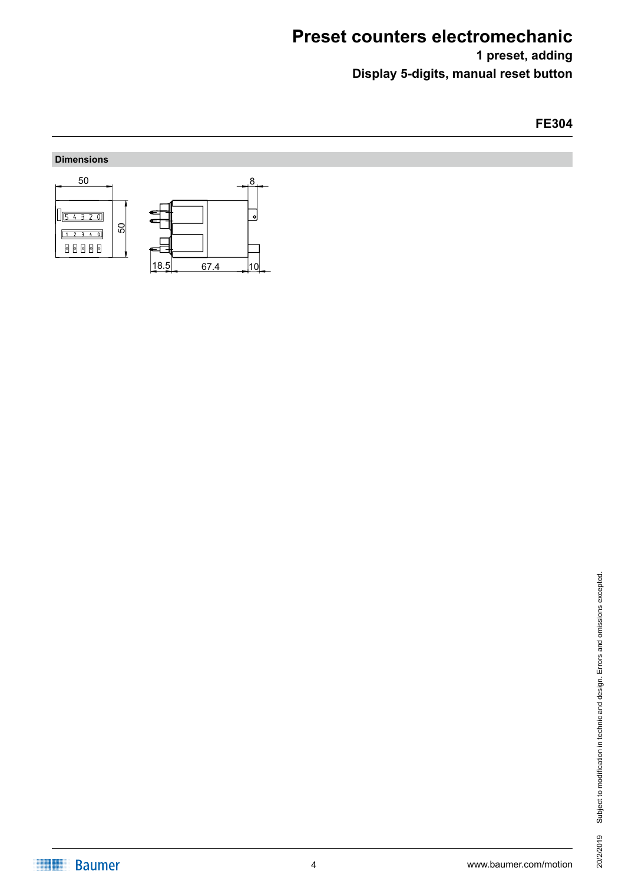# Preset counters electromechanic

**1 preset, adding**

**Display 5-digits, manual reset button**

**FE304**

## Dimensions

50

50

8

18.5

67.4

10

Subject to modification in technic and design. Errors and omissions excepted.

20/2/2019

www.baumer.com/motion